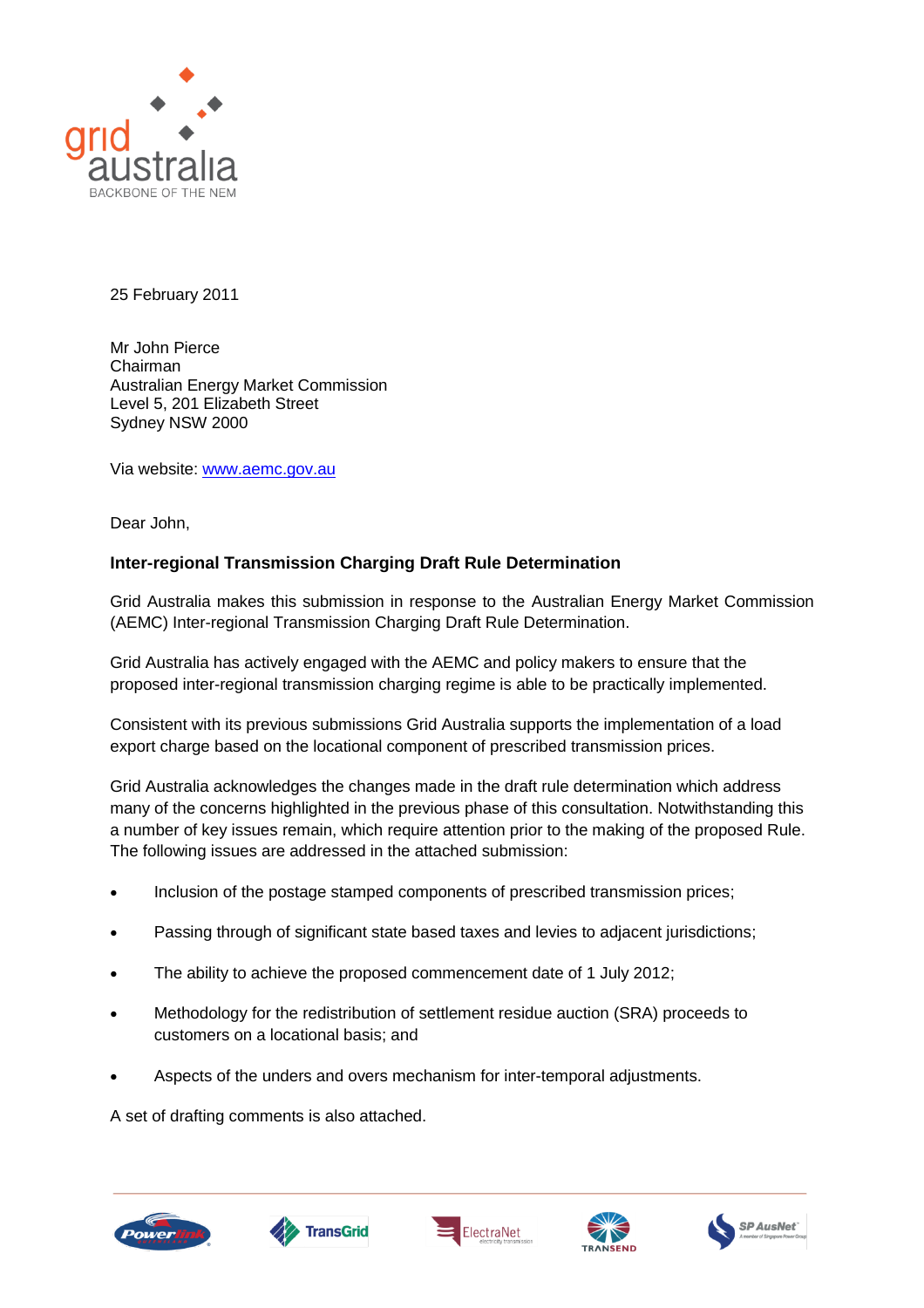25 February 2011

Mr John Pierce
Chairman
Australian Energy Market Commission
Level 5, 201 Elizabeth Street
Sydney NSW 2000

Via website: www.aemc.gov.au

Dear John,

**Inter-regional Transmission Charging Draft Rule Determination**

Grid Australia makes this submission in response to the Australian Energy Market Commission (AEMC) Inter-regional Transmission Charging Draft Rule Determination.

Grid Australia has actively engaged with the AEMC and policy makers to ensure that the proposed inter-regional transmission charging regime is able to be practically implemented.

Consistent with its previous submissions Grid Australia supports the implementation of a load export charge based on the locational component of prescribed transmission prices.

Grid Australia acknowledges the changes made in the draft rule determination which address many of the concerns highlighted in the previous phase of this consultation. Notwithstanding this a number of key issues remain, which require attention prior to the making of the proposed Rule. The following issues are addressed in the attached submission:

- Inclusion of the postage stamped components of prescribed transmission prices;
- Passing through of significant state based taxes and levies to adjacent jurisdictions;
- The ability to achieve the proposed commencement date of 1 July 2012;
- Methodology for the redistribution of settlement residue auction (SRA) proceeds to customers on a locational basis; and
- Aspects of the unders and overs mechanism for inter-temporal adjustments.

A set of drafting comments is also attached.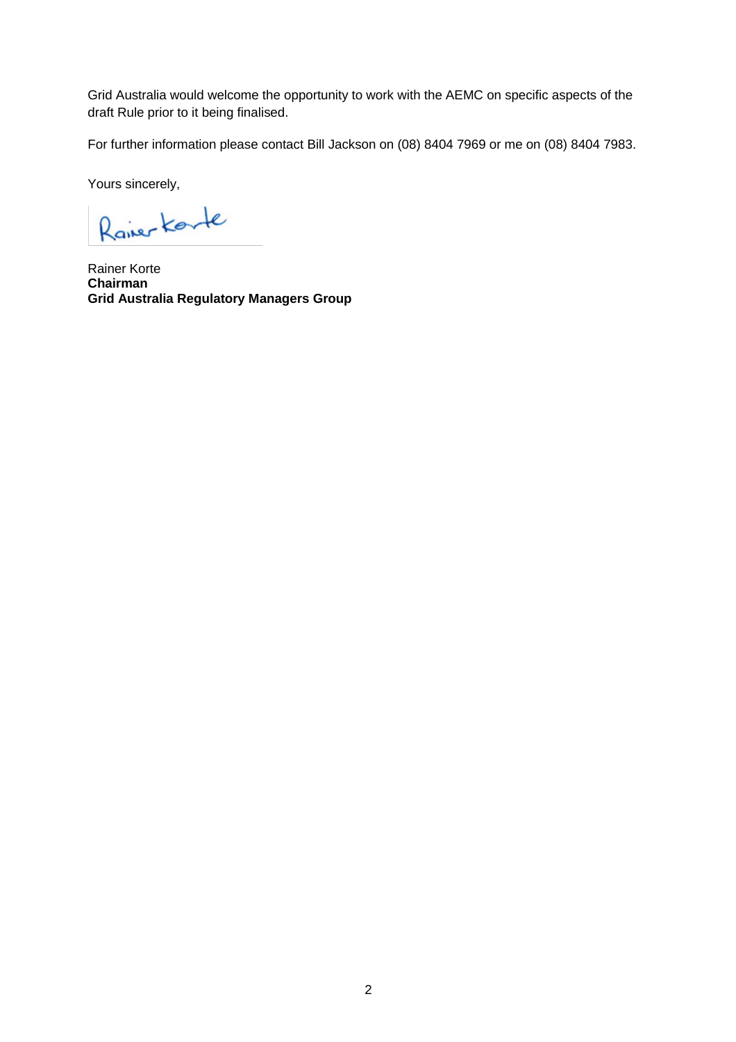Grid Australia would welcome the opportunity to work with the AEMC on specific aspects of the draft Rule prior to it being finalised.

For further information please contact Bill Jackson on (08) 8404 7969 or me on (08) 8404 7983.

Yours sincerely,

Rainer Korte
**Chairman**
**Grid Australia Regulatory Managers Group**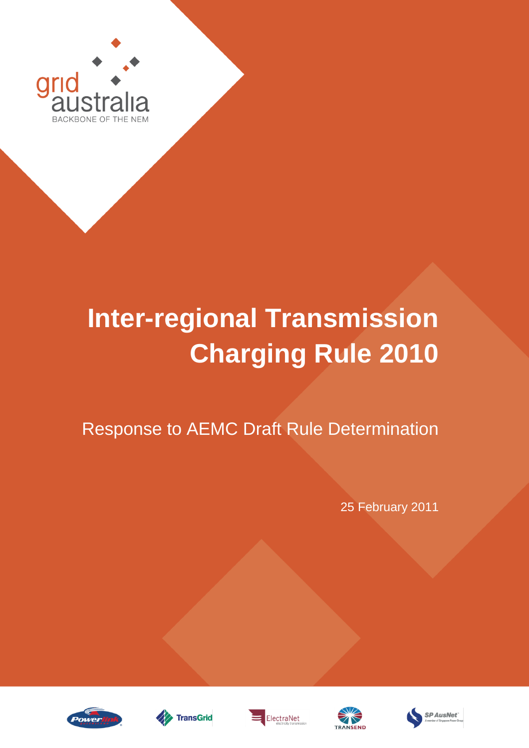grid australia

BACKBONE OF THE NEM

# Inter-regional Transmission Charging Rule 2010

## Response to AEMC Draft Rule Determination

25 February 2011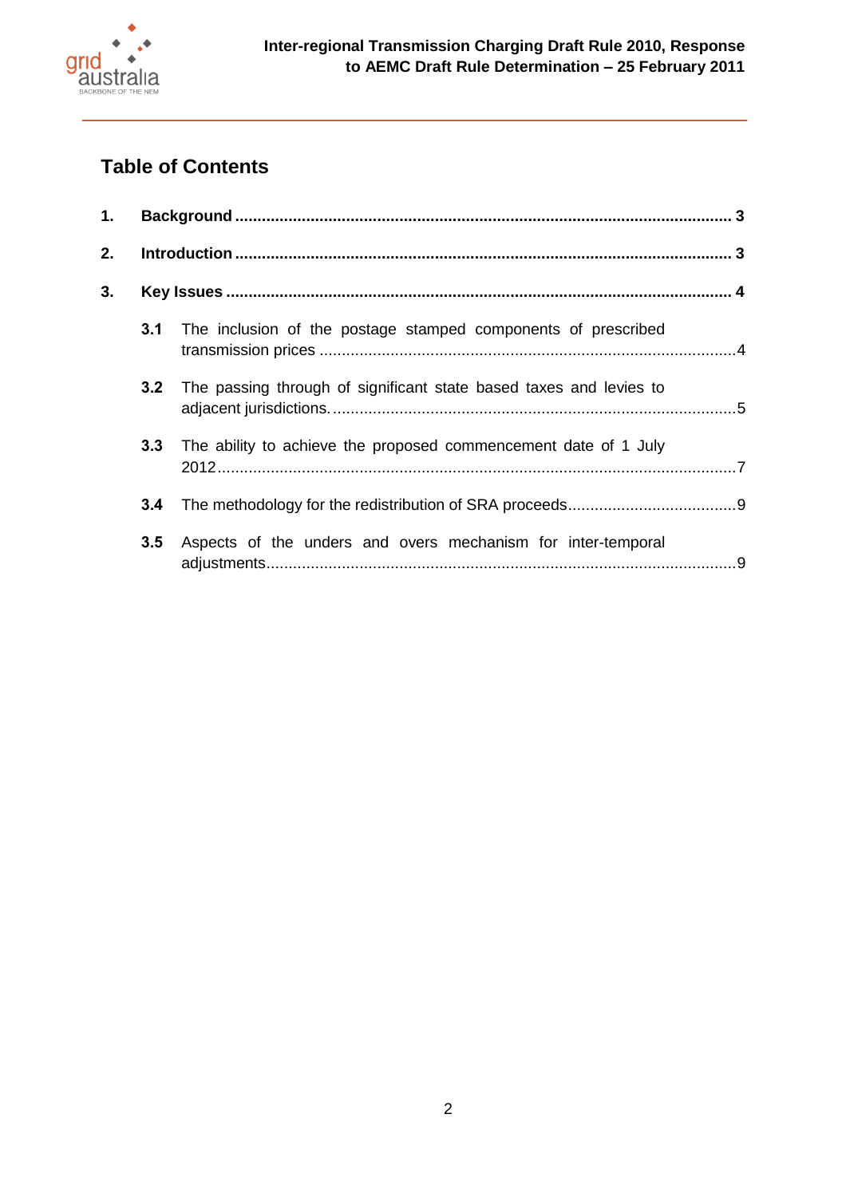## Table of Contents

1. **Background** ........................................................................................................ 3
2. **Introduction** ........................................................................................................ 3
3. **Key Issues** ........................................................................................................ 4
   - **3.1** The inclusion of the postage stamped components of prescribed transmission prices ........................................................................................ 4
   - **3.2** The passing through of significant state based taxes and levies to adjacent jurisdictions. ........................................................................................ 5
   - **3.3** The ability to achieve the proposed commencement date of 1 July 2012 ........................................................................................................ 7
   - **3.4** The methodology for the redistribution of SRA proceeds ...................................... 9
   - **3.5** Aspects of the unders and overs mechanism for inter-temporal adjustments ........................................................................................................ 9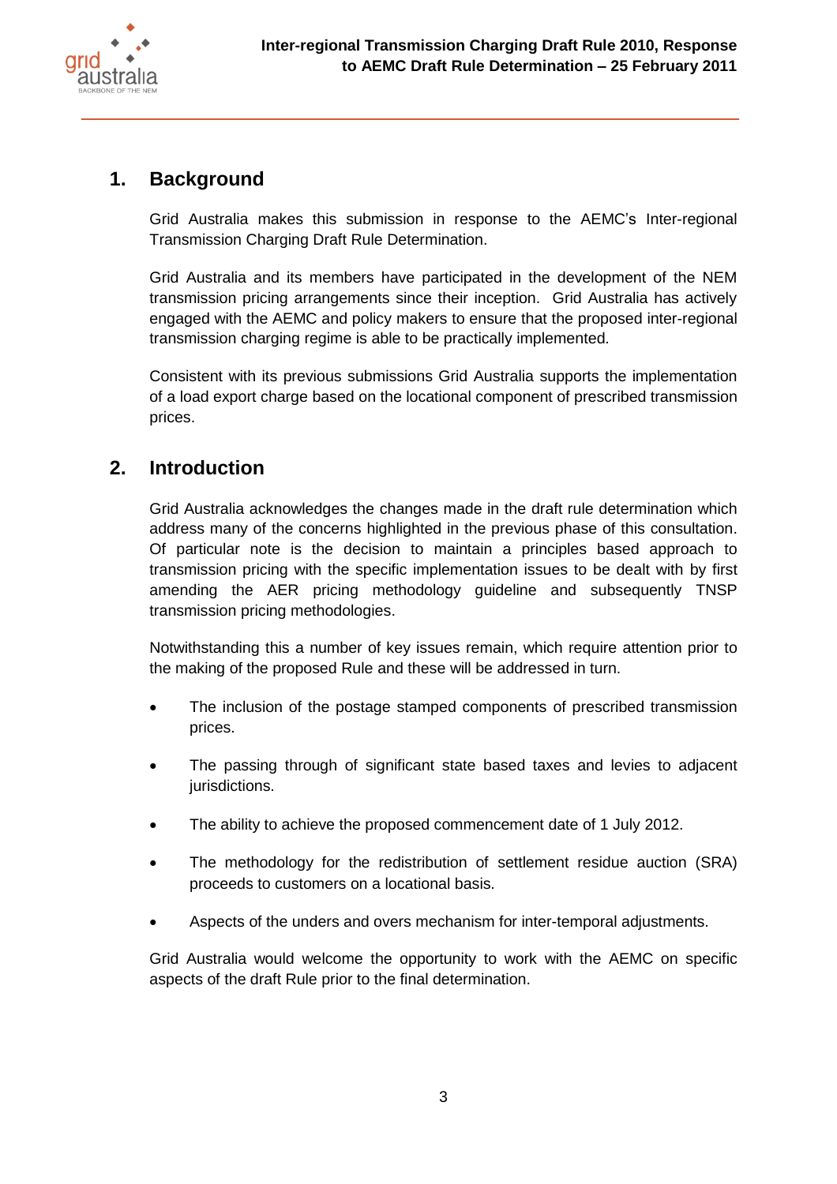## 1. Background

Grid Australia makes this submission in response to the AEMC's Inter-regional Transmission Charging Draft Rule Determination.

Grid Australia and its members have participated in the development of the NEM transmission pricing arrangements since their inception. Grid Australia has actively engaged with the AEMC and policy makers to ensure that the proposed inter-regional transmission charging regime is able to be practically implemented.

Consistent with its previous submissions Grid Australia supports the implementation of a load export charge based on the locational component of prescribed transmission prices.

## 2. Introduction

Grid Australia acknowledges the changes made in the draft rule determination which address many of the concerns highlighted in the previous phase of this consultation. Of particular note is the decision to maintain a principles based approach to transmission pricing with the specific implementation issues to be dealt with by first amending the AER pricing methodology guideline and subsequently TNSP transmission pricing methodologies.

Notwithstanding this a number of key issues remain, which require attention prior to the making of the proposed Rule and these will be addressed in turn.

- The inclusion of the postage stamped components of prescribed transmission prices.
- The passing through of significant state based taxes and levies to adjacent jurisdictions.
- The ability to achieve the proposed commencement date of 1 July 2012.
- The methodology for the redistribution of settlement residue auction (SRA) proceeds to customers on a locational basis.
- Aspects of the unders and overs mechanism for inter-temporal adjustments.

Grid Australia would welcome the opportunity to work with the AEMC on specific aspects of the draft Rule prior to the final determination.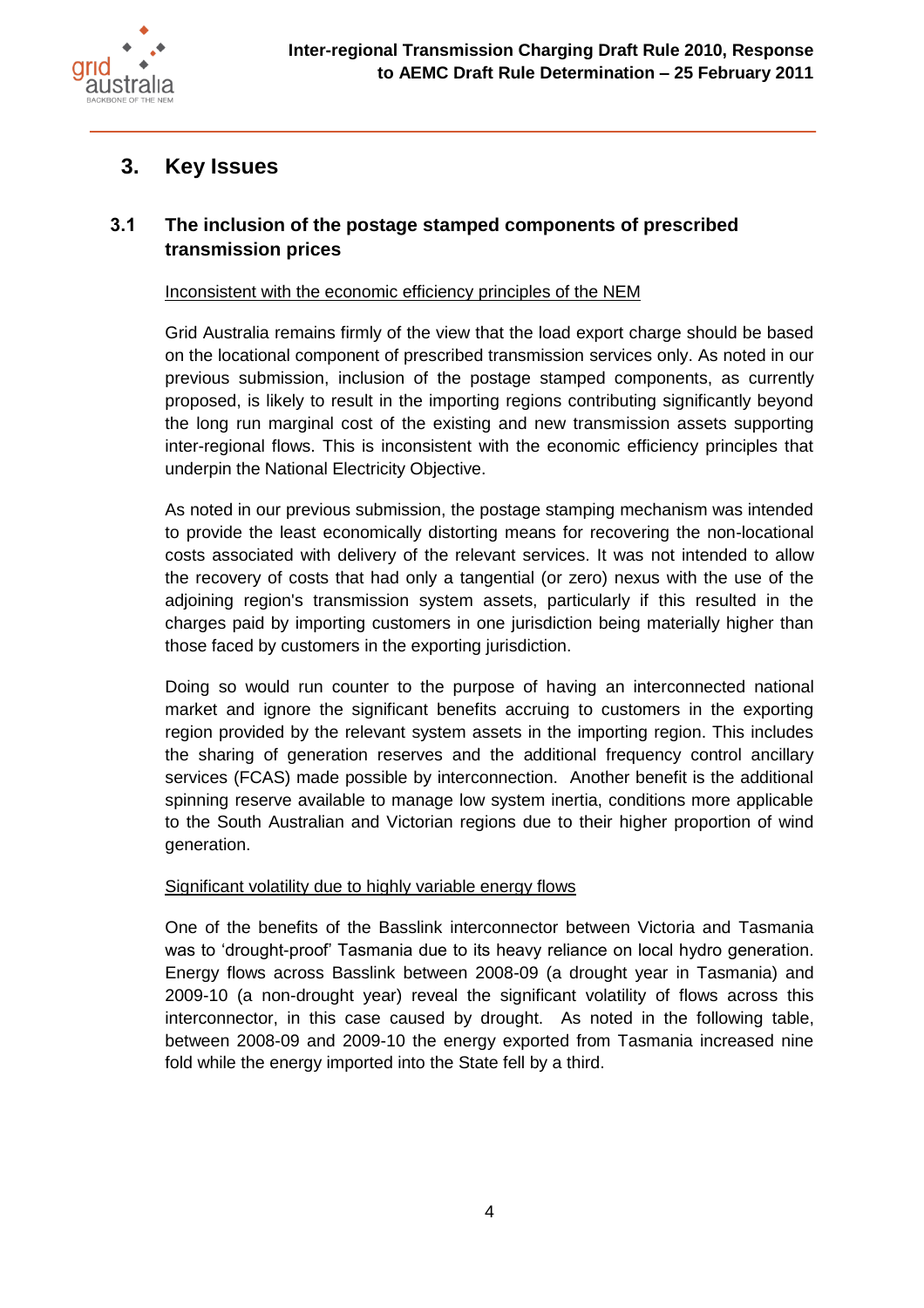## 3. Key Issues

### 3.1 The inclusion of the postage stamped components of prescribed transmission prices

Inconsistent with the economic efficiency principles of the NEM

Grid Australia remains firmly of the view that the load export charge should be based on the locational component of prescribed transmission services only. As noted in our previous submission, inclusion of the postage stamped components, as currently proposed, is likely to result in the importing regions contributing significantly beyond the long run marginal cost of the existing and new transmission assets supporting inter-regional flows. This is inconsistent with the economic efficiency principles that underpin the National Electricity Objective.

As noted in our previous submission, the postage stamping mechanism was intended to provide the least economically distorting means for recovering the non-locational costs associated with delivery of the relevant services. It was not intended to allow the recovery of costs that had only a tangential (or zero) nexus with the use of the adjoining region's transmission system assets, particularly if this resulted in the charges paid by importing customers in one jurisdiction being materially higher than those faced by customers in the exporting jurisdiction.

Doing so would run counter to the purpose of having an interconnected national market and ignore the significant benefits accruing to customers in the exporting region provided by the relevant system assets in the importing region. This includes the sharing of generation reserves and the additional frequency control ancillary services (FCAS) made possible by interconnection. Another benefit is the additional spinning reserve available to manage low system inertia, conditions more applicable to the South Australian and Victorian regions due to their higher proportion of wind generation.

Significant volatility due to highly variable energy flows

One of the benefits of the Basslink interconnector between Victoria and Tasmania was to 'drought-proof' Tasmania due to its heavy reliance on local hydro generation. Energy flows across Basslink between 2008-09 (a drought year in Tasmania) and 2009-10 (a non-drought year) reveal the significant volatility of flows across this interconnector, in this case caused by drought. As noted in the following table, between 2008-09 and 2009-10 the energy exported from Tasmania increased nine fold while the energy imported into the State fell by a third.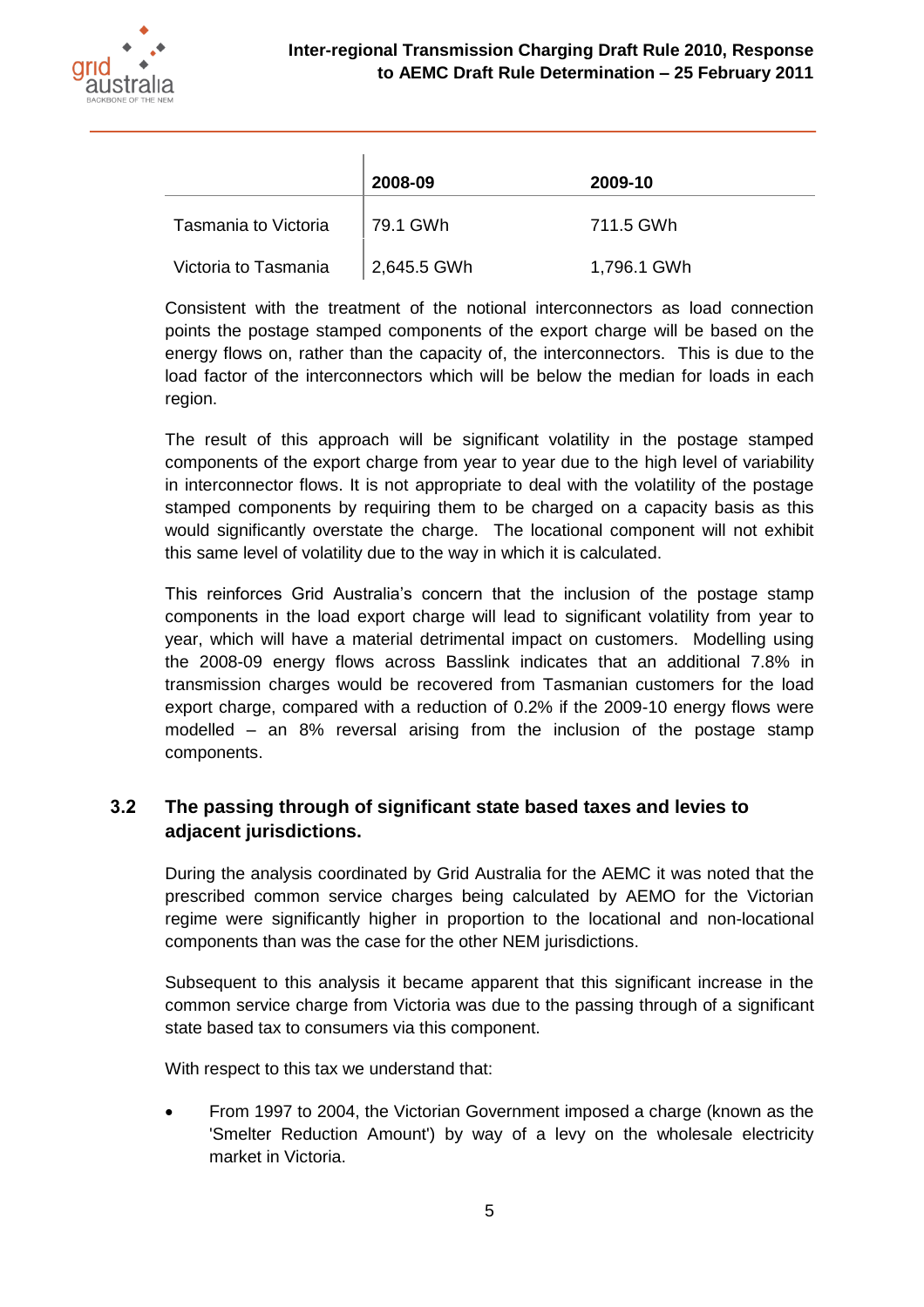| | 2008-09 | 2009-10 |
|---|---|---|
| Tasmania to Victoria | 79.1 GWh | 711.5 GWh |
| Victoria to Tasmania | 2,645.5 GWh | 1,796.1 GWh |

Consistent with the treatment of the notional interconnectors as load connection points the postage stamped components of the export charge will be based on the energy flows on, rather than the capacity of, the interconnectors. This is due to the load factor of the interconnectors which will be below the median for loads in each region.

The result of this approach will be significant volatility in the postage stamped components of the export charge from year to year due to the high level of variability in interconnector flows. It is not appropriate to deal with the volatility of the postage stamped components by requiring them to be charged on a capacity basis as this would significantly overstate the charge. The locational component will not exhibit this same level of volatility due to the way in which it is calculated.

This reinforces Grid Australia's concern that the inclusion of the postage stamp components in the load export charge will lead to significant volatility from year to year, which will have a material detrimental impact on customers. Modelling using the 2008-09 energy flows across Basslink indicates that an additional 7.8% in transmission charges would be recovered from Tasmanian customers for the load export charge, compared with a reduction of 0.2% if the 2009-10 energy flows were modelled – an 8% reversal arising from the inclusion of the postage stamp components.

## 3.2 The passing through of significant state based taxes and levies to adjacent jurisdictions.

During the analysis coordinated by Grid Australia for the AEMC it was noted that the prescribed common service charges being calculated by AEMO for the Victorian regime were significantly higher in proportion to the locational and non-locational components than was the case for the other NEM jurisdictions.

Subsequent to this analysis it became apparent that this significant increase in the common service charge from Victoria was due to the passing through of a significant state based tax to consumers via this component.

With respect to this tax we understand that:

- From 1997 to 2004, the Victorian Government imposed a charge (known as the 'Smelter Reduction Amount') by way of a levy on the wholesale electricity market in Victoria.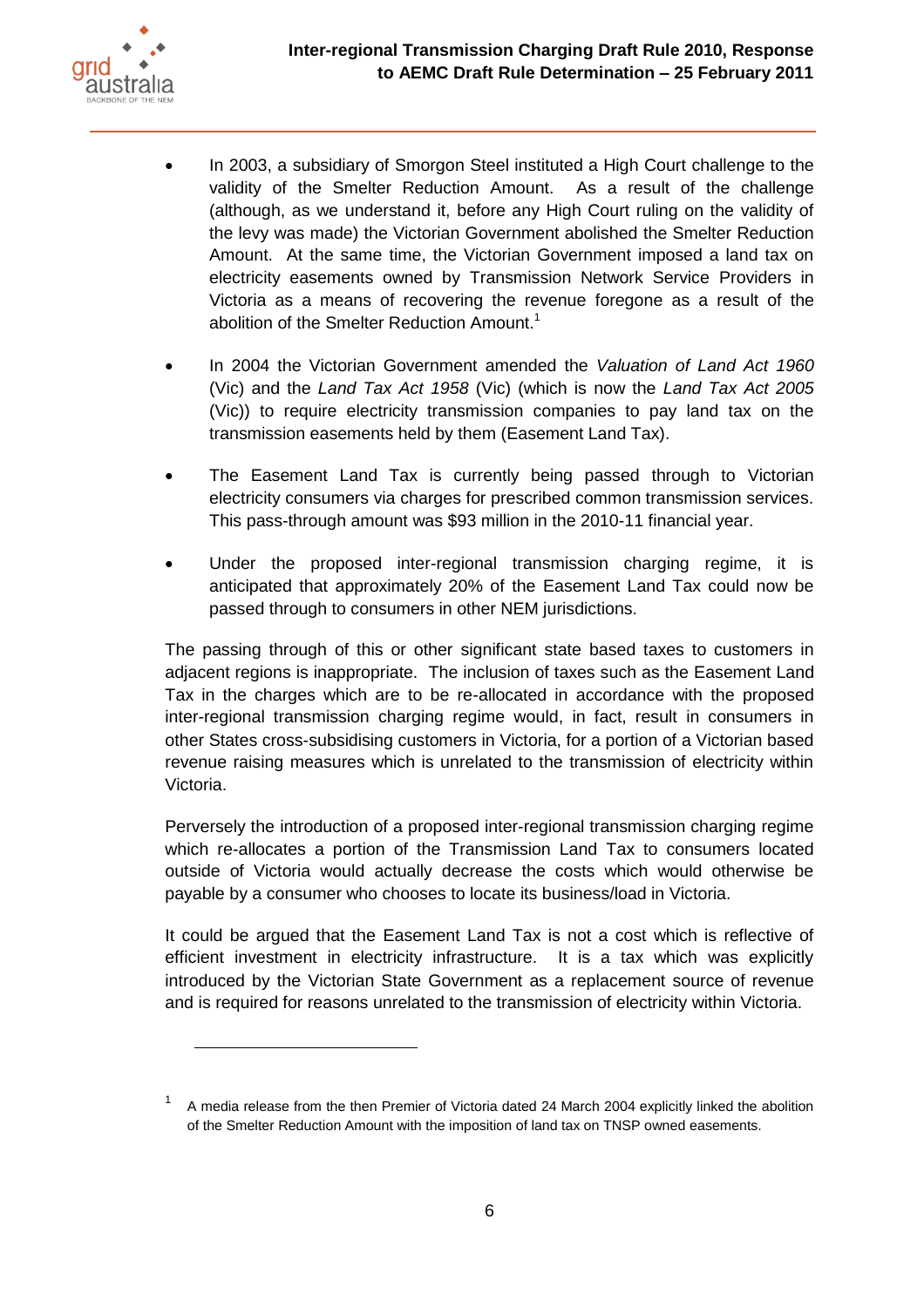- In 2003, a subsidiary of Smorgon Steel instituted a High Court challenge to the validity of the Smelter Reduction Amount. As a result of the challenge (although, as we understand it, before any High Court ruling on the validity of the levy was made) the Victorian Government abolished the Smelter Reduction Amount. At the same time, the Victorian Government imposed a land tax on electricity easements owned by Transmission Network Service Providers in Victoria as a means of recovering the revenue foregone as a result of the abolition of the Smelter Reduction Amount.[1]

- In 2004 the Victorian Government amended the *Valuation of Land Act 1960* (Vic) and the *Land Tax Act 1958* (Vic) (which is now the *Land Tax Act 2005* (Vic)) to require electricity transmission companies to pay land tax on the transmission easements held by them (Easement Land Tax).

- The Easement Land Tax is currently being passed through to Victorian electricity consumers via charges for prescribed common transmission services. This pass-through amount was $93 million in the 2010-11 financial year.

- Under the proposed inter-regional transmission charging regime, it is anticipated that approximately 20% of the Easement Land Tax could now be passed through to consumers in other NEM jurisdictions.

The passing through of this or other significant state based taxes to customers in adjacent regions is inappropriate. The inclusion of taxes such as the Easement Land Tax in the charges which are to be re-allocated in accordance with the proposed inter-regional transmission charging regime would, in fact, result in consumers in other States cross-subsidising customers in Victoria, for a portion of a Victorian based revenue raising measures which is unrelated to the transmission of electricity within Victoria.

Perversely the introduction of a proposed inter-regional transmission charging regime which re-allocates a portion of the Transmission Land Tax to consumers located outside of Victoria would actually decrease the costs which would otherwise be payable by a consumer who chooses to locate its business/load in Victoria.

It could be argued that the Easement Land Tax is not a cost which is reflective of efficient investment in electricity infrastructure. It is a tax which was explicitly introduced by the Victorian State Government as a replacement source of revenue and is required for reasons unrelated to the transmission of electricity within Victoria.

---

[1] A media release from the then Premier of Victoria dated 24 March 2004 explicitly linked the abolition of the Smelter Reduction Amount with the imposition of land tax on TNSP owned easements.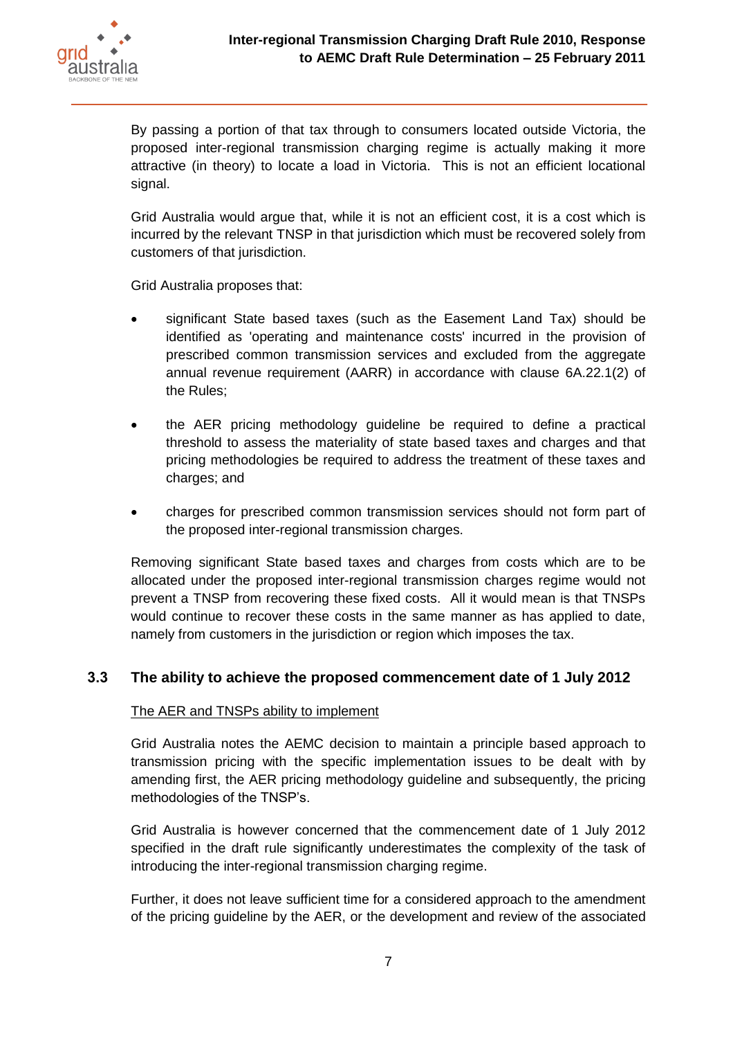By passing a portion of that tax through to consumers located outside Victoria, the proposed inter-regional transmission charging regime is actually making it more attractive (in theory) to locate a load in Victoria. This is not an efficient locational signal.

Grid Australia would argue that, while it is not an efficient cost, it is a cost which is incurred by the relevant TNSP in that jurisdiction which must be recovered solely from customers of that jurisdiction.

Grid Australia proposes that:

- significant State based taxes (such as the Easement Land Tax) should be identified as 'operating and maintenance costs' incurred in the provision of prescribed common transmission services and excluded from the aggregate annual revenue requirement (AARR) in accordance with clause 6A.22.1(2) of the Rules;

- the AER pricing methodology guideline be required to define a practical threshold to assess the materiality of state based taxes and charges and that pricing methodologies be required to address the treatment of these taxes and charges; and

- charges for prescribed common transmission services should not form part of the proposed inter-regional transmission charges.

Removing significant State based taxes and charges from costs which are to be allocated under the proposed inter-regional transmission charges regime would not prevent a TNSP from recovering these fixed costs. All it would mean is that TNSPs would continue to recover these costs in the same manner as has applied to date, namely from customers in the jurisdiction or region which imposes the tax.

## 3.3 The ability to achieve the proposed commencement date of 1 July 2012

The AER and TNSPs ability to implement

Grid Australia notes the AEMC decision to maintain a principle based approach to transmission pricing with the specific implementation issues to be dealt with by amending first, the AER pricing methodology guideline and subsequently, the pricing methodologies of the TNSP's.

Grid Australia is however concerned that the commencement date of 1 July 2012 specified in the draft rule significantly underestimates the complexity of the task of introducing the inter-regional transmission charging regime.

Further, it does not leave sufficient time for a considered approach to the amendment of the pricing guideline by the AER, or the development and review of the associated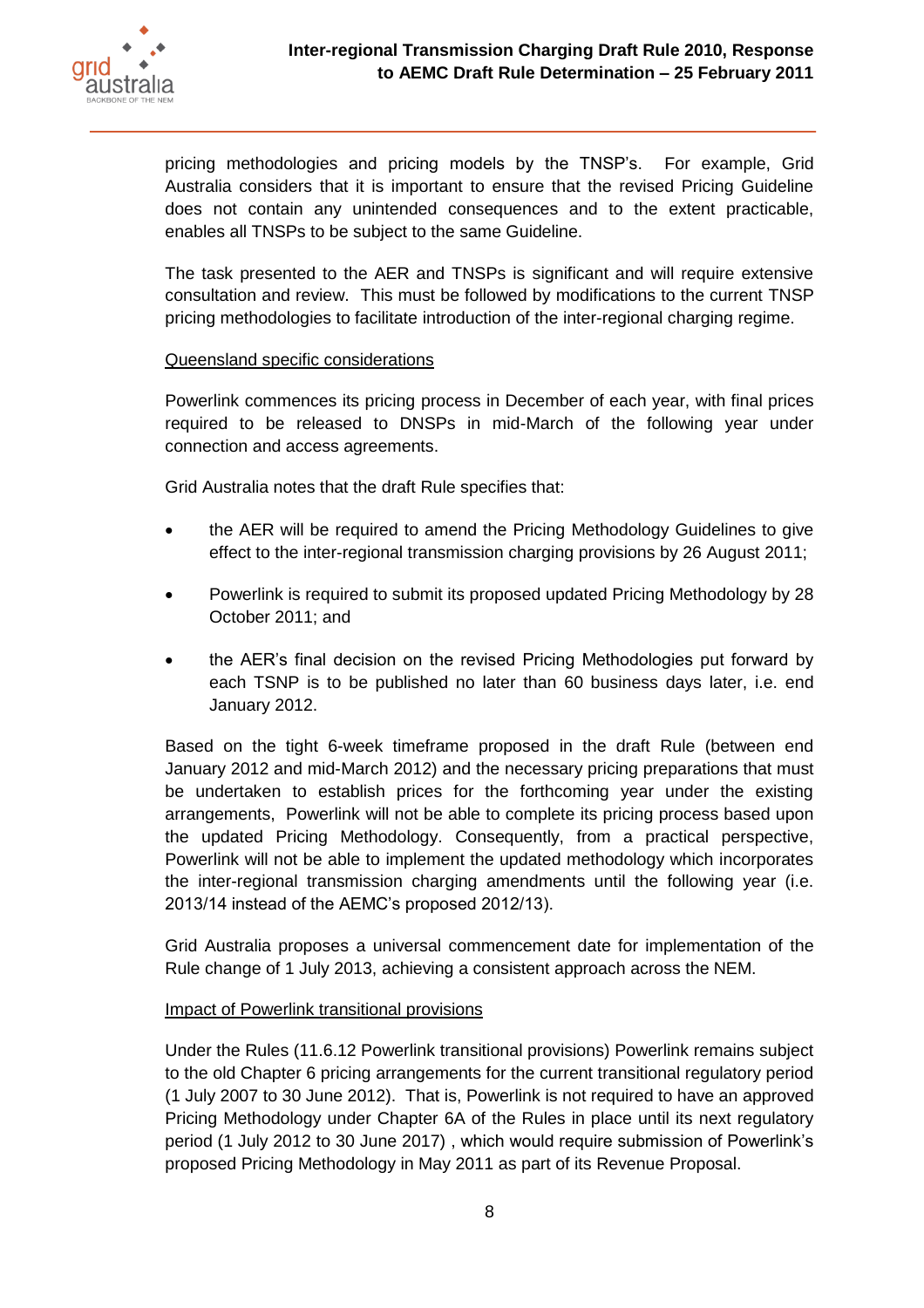pricing methodologies and pricing models by the TNSP's. For example, Grid Australia considers that it is important to ensure that the revised Pricing Guideline does not contain any unintended consequences and to the extent practicable, enables all TNSPs to be subject to the same Guideline.

The task presented to the AER and TNSPs is significant and will require extensive consultation and review. This must be followed by modifications to the current TNSP pricing methodologies to facilitate introduction of the inter-regional charging regime.

Queensland specific considerations

Powerlink commences its pricing process in December of each year, with final prices required to be released to DNSPs in mid-March of the following year under connection and access agreements.

Grid Australia notes that the draft Rule specifies that:

- the AER will be required to amend the Pricing Methodology Guidelines to give effect to the inter-regional transmission charging provisions by 26 August 2011;
- Powerlink is required to submit its proposed updated Pricing Methodology by 28 October 2011; and
- the AER's final decision on the revised Pricing Methodologies put forward by each TSNP is to be published no later than 60 business days later, i.e. end January 2012.

Based on the tight 6-week timeframe proposed in the draft Rule (between end January 2012 and mid-March 2012) and the necessary pricing preparations that must be undertaken to establish prices for the forthcoming year under the existing arrangements, Powerlink will not be able to complete its pricing process based upon the updated Pricing Methodology. Consequently, from a practical perspective, Powerlink will not be able to implement the updated methodology which incorporates the inter-regional transmission charging amendments until the following year (i.e. 2013/14 instead of the AEMC's proposed 2012/13).

Grid Australia proposes a universal commencement date for implementation of the Rule change of 1 July 2013, achieving a consistent approach across the NEM.

Impact of Powerlink transitional provisions

Under the Rules (11.6.12 Powerlink transitional provisions) Powerlink remains subject to the old Chapter 6 pricing arrangements for the current transitional regulatory period (1 July 2007 to 30 June 2012). That is, Powerlink is not required to have an approved Pricing Methodology under Chapter 6A of the Rules in place until its next regulatory period (1 July 2012 to 30 June 2017) , which would require submission of Powerlink's proposed Pricing Methodology in May 2011 as part of its Revenue Proposal.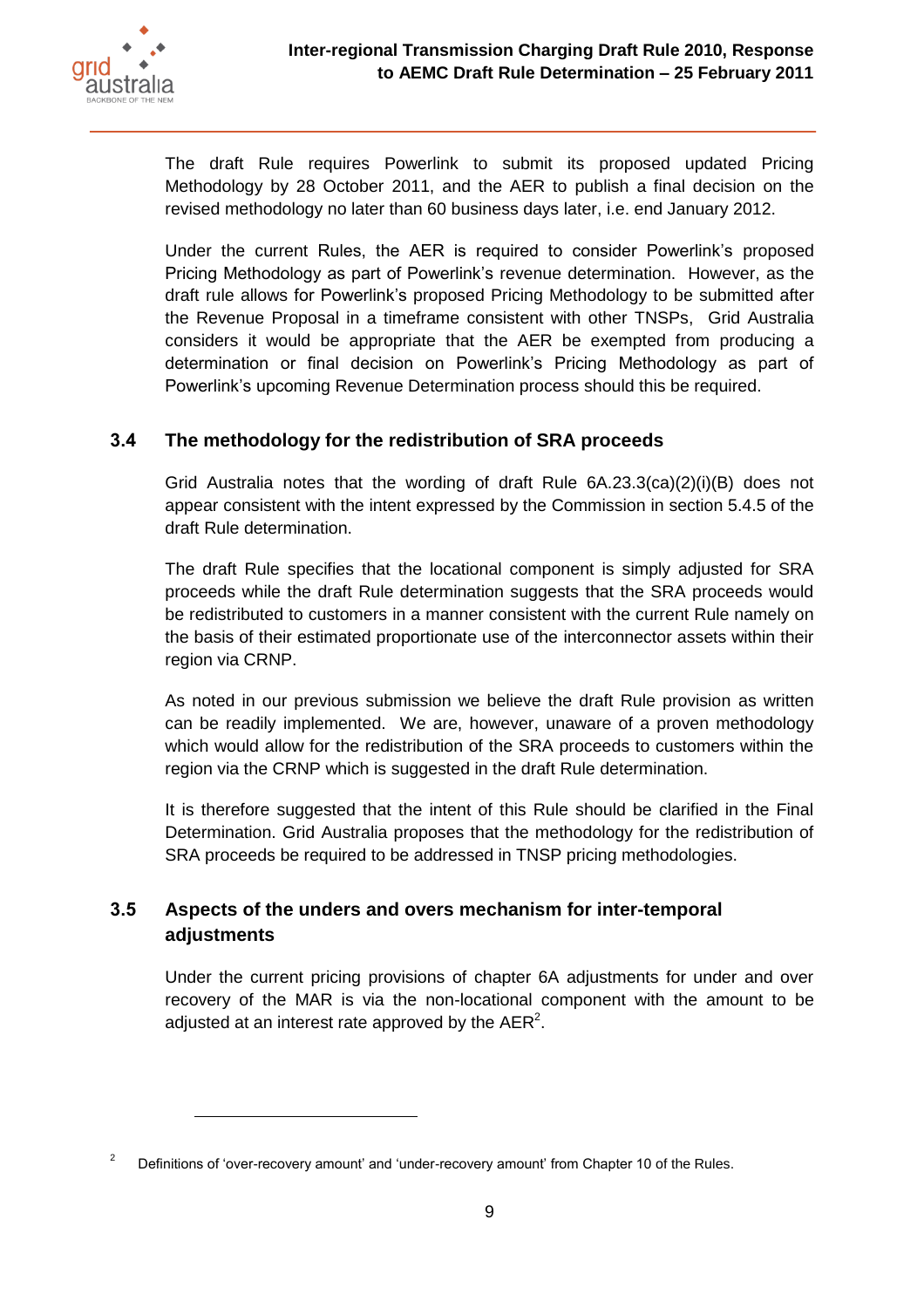The draft Rule requires Powerlink to submit its proposed updated Pricing Methodology by 28 October 2011, and the AER to publish a final decision on the revised methodology no later than 60 business days later, i.e. end January 2012.

Under the current Rules, the AER is required to consider Powerlink's proposed Pricing Methodology as part of Powerlink's revenue determination. However, as the draft rule allows for Powerlink's proposed Pricing Methodology to be submitted after the Revenue Proposal in a timeframe consistent with other TNSPs, Grid Australia considers it would be appropriate that the AER be exempted from producing a determination or final decision on Powerlink's Pricing Methodology as part of Powerlink's upcoming Revenue Determination process should this be required.

## 3.4 The methodology for the redistribution of SRA proceeds

Grid Australia notes that the wording of draft Rule 6A.23.3(ca)(2)(i)(B) does not appear consistent with the intent expressed by the Commission in section 5.4.5 of the draft Rule determination.

The draft Rule specifies that the locational component is simply adjusted for SRA proceeds while the draft Rule determination suggests that the SRA proceeds would be redistributed to customers in a manner consistent with the current Rule namely on the basis of their estimated proportionate use of the interconnector assets within their region via CRNP.

As noted in our previous submission we believe the draft Rule provision as written can be readily implemented. We are, however, unaware of a proven methodology which would allow for the redistribution of the SRA proceeds to customers within the region via the CRNP which is suggested in the draft Rule determination.

It is therefore suggested that the intent of this Rule should be clarified in the Final Determination. Grid Australia proposes that the methodology for the redistribution of SRA proceeds be required to be addressed in TNSP pricing methodologies.

## 3.5 Aspects of the unders and overs mechanism for inter-temporal adjustments

Under the current pricing provisions of chapter 6A adjustments for under and over recovery of the MAR is via the non-locational component with the amount to be adjusted at an interest rate approved by the AER[2].

---

[2] Definitions of 'over-recovery amount' and 'under-recovery amount' from Chapter 10 of the Rules.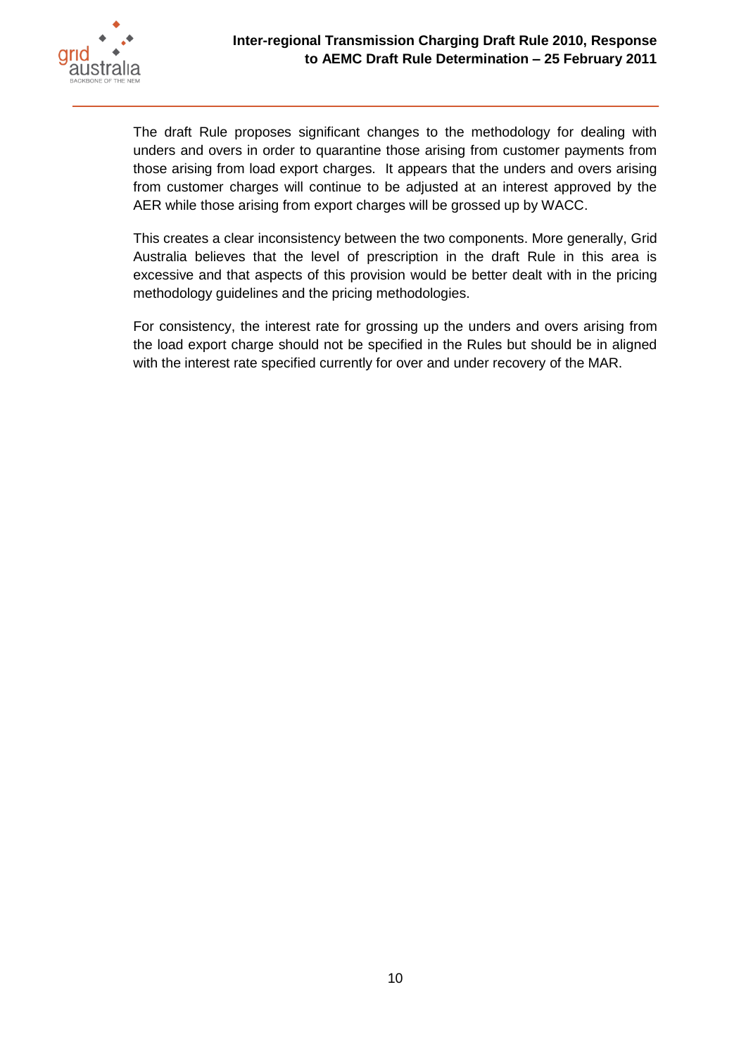The draft Rule proposes significant changes to the methodology for dealing with unders and overs in order to quarantine those arising from customer payments from those arising from load export charges. It appears that the unders and overs arising from customer charges will continue to be adjusted at an interest approved by the AER while those arising from export charges will be grossed up by WACC.

This creates a clear inconsistency between the two components. More generally, Grid Australia believes that the level of prescription in the draft Rule in this area is excessive and that aspects of this provision would be better dealt with in the pricing methodology guidelines and the pricing methodologies.

For consistency, the interest rate for grossing up the unders and overs arising from the load export charge should not be specified in the Rules but should be in aligned with the interest rate specified currently for over and under recovery of the MAR.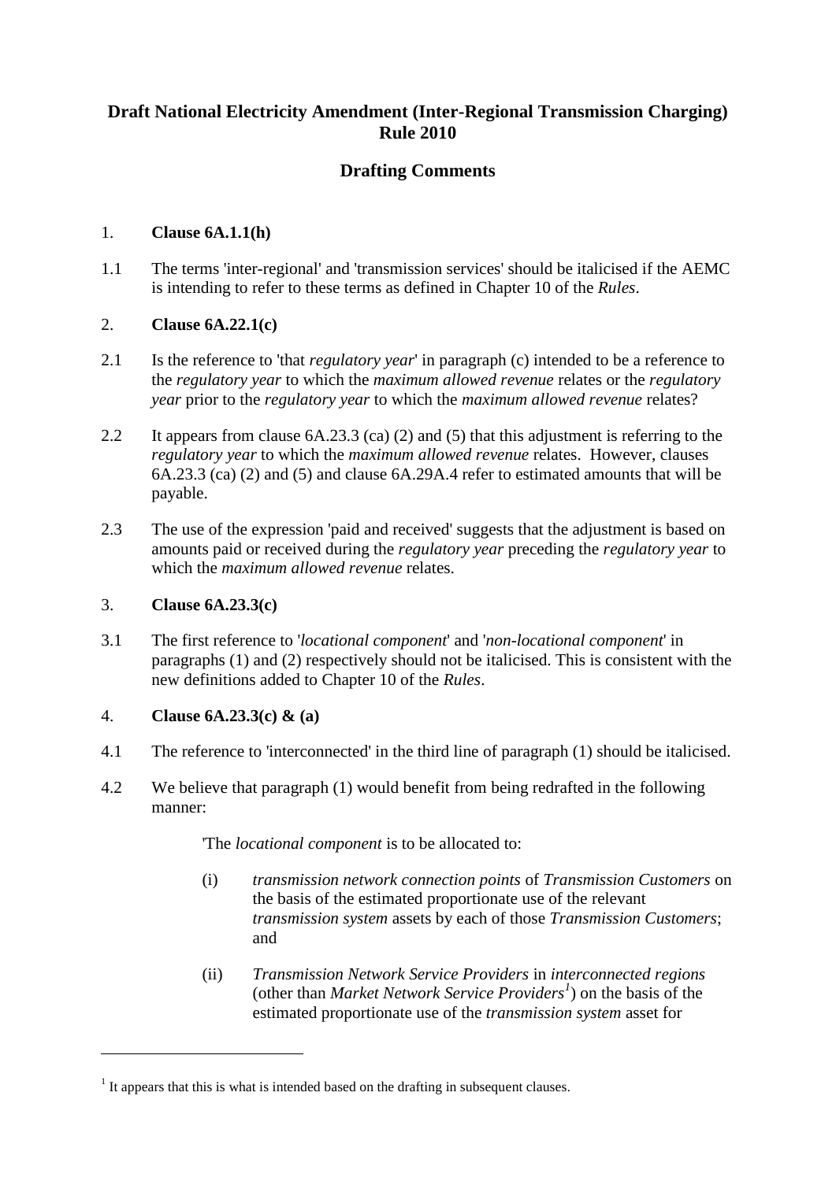**Draft National Electricity Amendment (Inter-Regional Transmission Charging) Rule 2010**

**Drafting Comments**

1. **Clause 6A.1.1(h)**

1.1 The terms 'inter-regional' and 'transmission services' should be italicised if the AEMC is intending to refer to these terms as defined in Chapter 10 of the *Rules*.

2. **Clause 6A.22.1(c)**

2.1 Is the reference to 'that *regulatory year*' in paragraph (c) intended to be a reference to the *regulatory year* to which the *maximum allowed revenue* relates or the *regulatory year* prior to the *regulatory year* to which the *maximum allowed revenue* relates?

2.2 It appears from clause 6A.23.3 (ca) (2) and (5) that this adjustment is referring to the *regulatory year* to which the *maximum allowed revenue* relates. However, clauses 6A.23.3 (ca) (2) and (5) and clause 6A.29A.4 refer to estimated amounts that will be payable.

2.3 The use of the expression 'paid and received' suggests that the adjustment is based on amounts paid or received during the *regulatory year* preceding the *regulatory year* to which the *maximum allowed revenue* relates.

3. **Clause 6A.23.3(c)**

3.1 The first reference to '*locational component*' and '*non-locational component*' in paragraphs (1) and (2) respectively should not be italicised. This is consistent with the new definitions added to Chapter 10 of the *Rules*.

4. **Clause 6A.23.3(c) & (a)**

4.1 The reference to 'interconnected' in the third line of paragraph (1) should be italicised.

4.2 We believe that paragraph (1) would benefit from being redrafted in the following manner:

> 'The *locational component* is to be allocated to:
>
> (i) *transmission network connection points* of *Transmission Customers* on the basis of the estimated proportionate use of the relevant *transmission system* assets by each of those *Transmission Customers*; and
>
> (ii) *Transmission Network Service Providers* in *interconnected regions* (other than *Market Network Service Providers*[1]) on the basis of the estimated proportionate use of the *transmission system* asset for

[1] It appears that this is what is intended based on the drafting in subsequent clauses.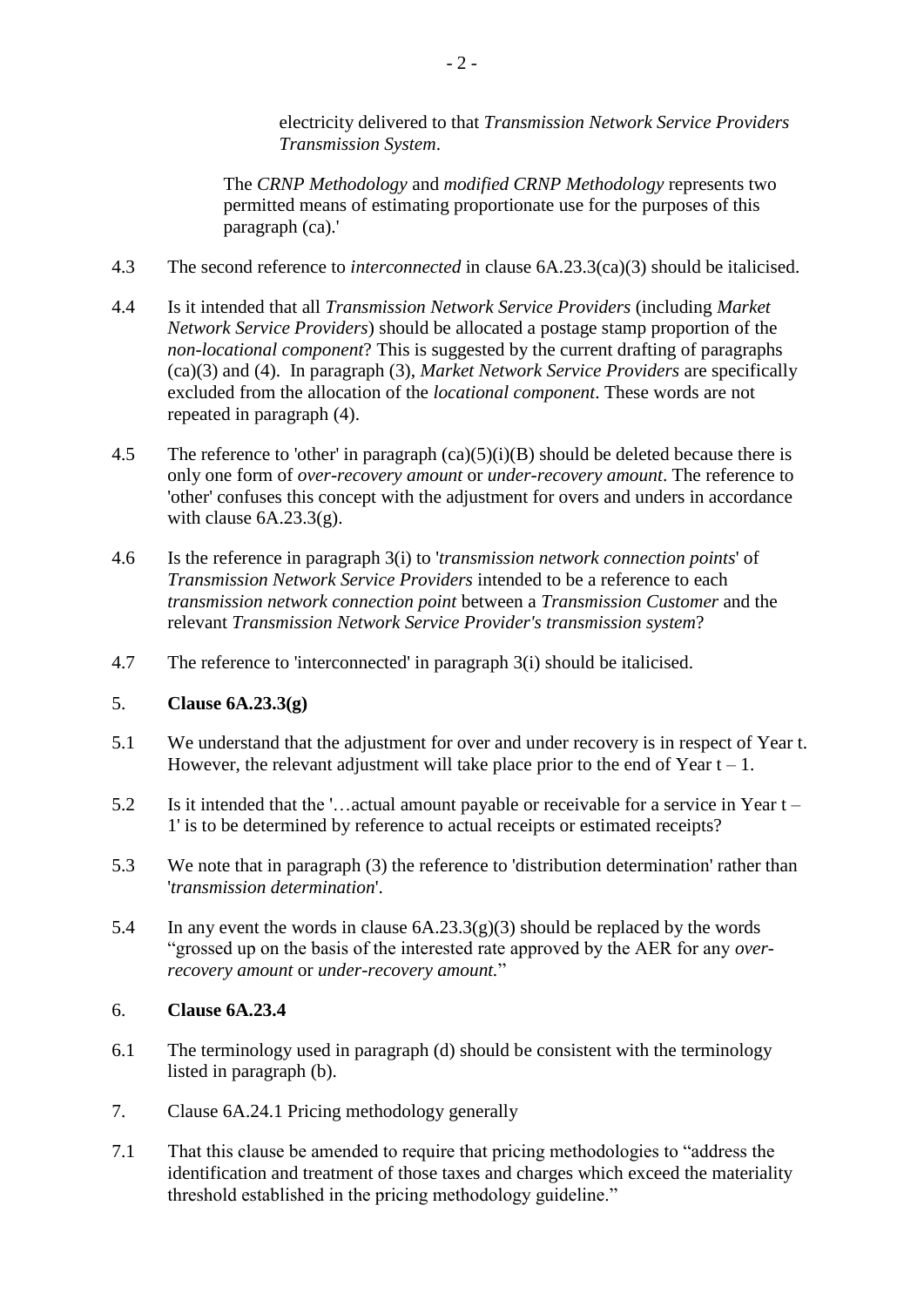electricity delivered to that *Transmission Network Service Providers Transmission System*.

The *CRNP Methodology* and *modified CRNP Methodology* represents two permitted means of estimating proportionate use for the purposes of this paragraph (ca).'

4.3 The second reference to *interconnected* in clause 6A.23.3(ca)(3) should be italicised.

4.4 Is it intended that all *Transmission Network Service Providers* (including *Market Network Service Providers*) should be allocated a postage stamp proportion of the *non-locational component*? This is suggested by the current drafting of paragraphs (ca)(3) and (4). In paragraph (3), *Market Network Service Providers* are specifically excluded from the allocation of the *locational component*. These words are not repeated in paragraph (4).

4.5 The reference to 'other' in paragraph (ca)(5)(i)(B) should be deleted because there is only one form of *over-recovery amount* or *under-recovery amount*. The reference to 'other' confuses this concept with the adjustment for overs and unders in accordance with clause 6A.23.3(g).

4.6 Is the reference in paragraph 3(i) to '*transmission network connection points*' of *Transmission Network Service Providers* intended to be a reference to each *transmission network connection point* between a *Transmission Customer* and the relevant *Transmission Network Service Provider's transmission system*?

4.7 The reference to 'interconnected' in paragraph 3(i) should be italicised.

## 5. Clause 6A.23.3(g)

5.1 We understand that the adjustment for over and under recovery is in respect of Year t. However, the relevant adjustment will take place prior to the end of Year t – 1.

5.2 Is it intended that the '…actual amount payable or receivable for a service in Year t – 1' is to be determined by reference to actual receipts or estimated receipts?

5.3 We note that in paragraph (3) the reference to 'distribution determination' rather than '*transmission determination*'.

5.4 In any event the words in clause 6A.23.3(g)(3) should be replaced by the words "grossed up on the basis of the interested rate approved by the AER for any *over-recovery amount* or *under-recovery amount.*"

## 6. Clause 6A.23.4

6.1 The terminology used in paragraph (d) should be consistent with the terminology listed in paragraph (b).

7. Clause 6A.24.1 Pricing methodology generally

7.1 That this clause be amended to require that pricing methodologies to "address the identification and treatment of those taxes and charges which exceed the materiality threshold established in the pricing methodology guideline."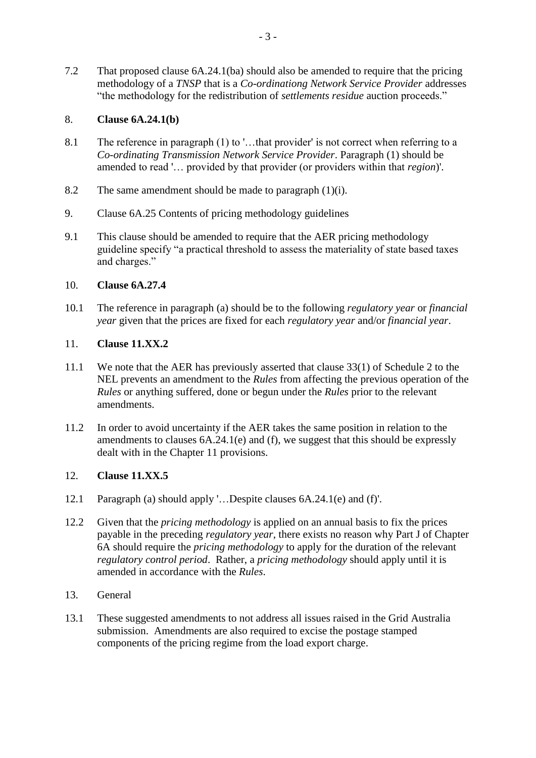7.2 That proposed clause 6A.24.1(ba) should also be amended to require that the pricing methodology of a *TNSP* that is a *Co-ordinationg Network Service Provider* addresses "the methodology for the redistribution of *settlements residue* auction proceeds."

8. **Clause 6A.24.1(b)**

8.1 The reference in paragraph (1) to '…that provider' is not correct when referring to a *Co-ordinating Transmission Network Service Provider*. Paragraph (1) should be amended to read '… provided by that provider (or providers within that *region*)'.

8.2 The same amendment should be made to paragraph (1)(i).

9. Clause 6A.25 Contents of pricing methodology guidelines

9.1 This clause should be amended to require that the AER pricing methodology guideline specify "a practical threshold to assess the materiality of state based taxes and charges."

10. **Clause 6A.27.4**

10.1 The reference in paragraph (a) should be to the following *regulatory year* or *financial year* given that the prices are fixed for each *regulatory year* and/or *financial year*.

11. **Clause 11.XX.2**

11.1 We note that the AER has previously asserted that clause 33(1) of Schedule 2 to the NEL prevents an amendment to the *Rules* from affecting the previous operation of the *Rules* or anything suffered, done or begun under the *Rules* prior to the relevant amendments.

11.2 In order to avoid uncertainty if the AER takes the same position in relation to the amendments to clauses 6A.24.1(e) and (f), we suggest that this should be expressly dealt with in the Chapter 11 provisions.

12. **Clause 11.XX.5**

12.1 Paragraph (a) should apply '…Despite clauses 6A.24.1(e) and (f)'.

12.2 Given that the *pricing methodology* is applied on an annual basis to fix the prices payable in the preceding *regulatory year*, there exists no reason why Part J of Chapter 6A should require the *pricing methodology* to apply for the duration of the relevant *regulatory control period*. Rather, a *pricing methodology* should apply until it is amended in accordance with the *Rules*.

13. General

13.1 These suggested amendments to not address all issues raised in the Grid Australia submission. Amendments are also required to excise the postage stamped components of the pricing regime from the load export charge.